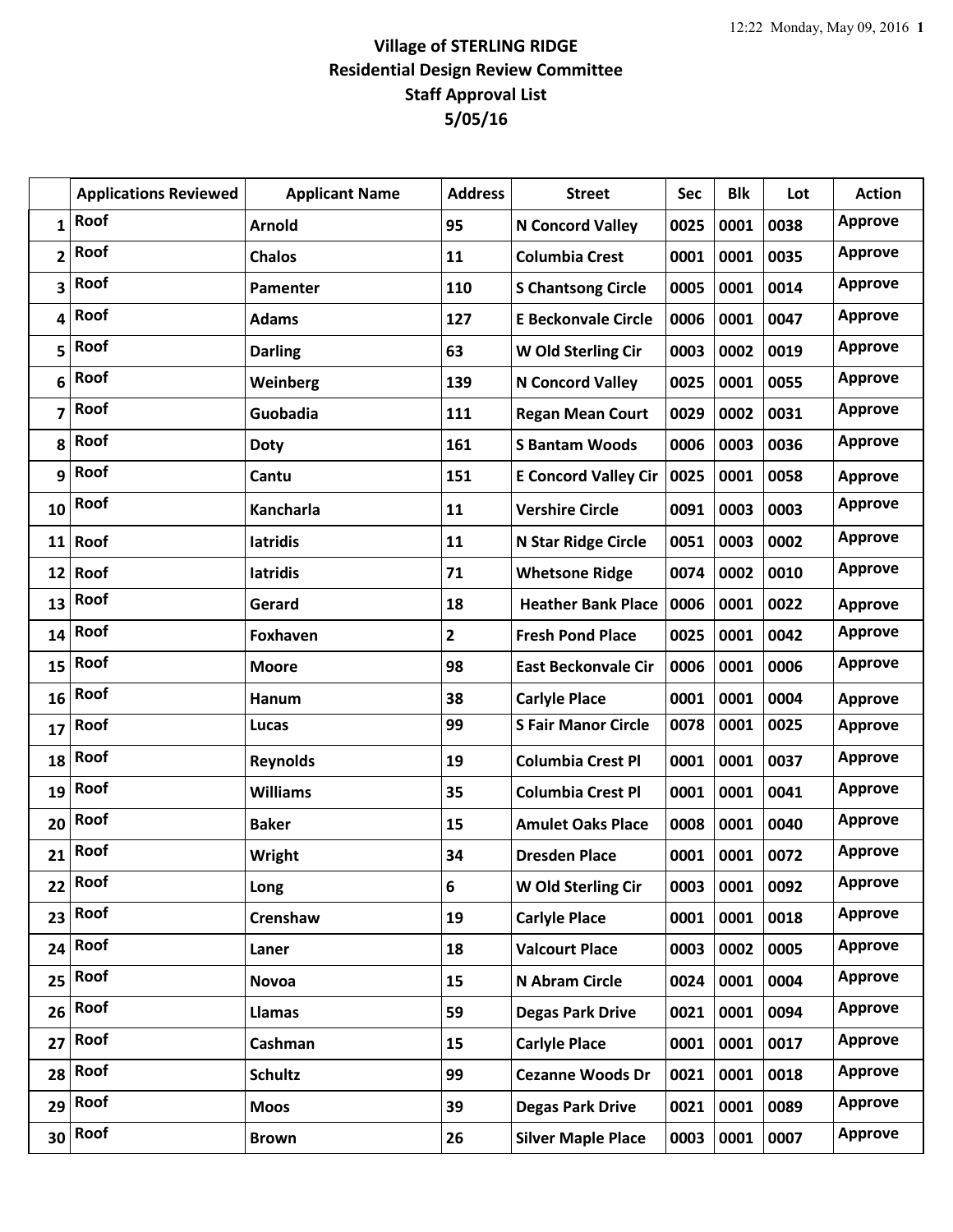# Village of STERLING RIDGE
## Residential Design Review Committee
## Staff Approval List
## 5/05/16

| | Applications Reviewed | Applicant Name | Address | Street | Sec | Blk | Lot | Action |
|---|---|---|---|---|---|---|---|---|
| 1 | Roof | Arnold | 95 | N Concord Valley | 0025 | 0001 | 0038 | Approve |
| 2 | Roof | Chalos | 11 | Columbia Crest | 0001 | 0001 | 0035 | Approve |
| 3 | Roof | Pamenter | 110 | S Chantsong Circle | 0005 | 0001 | 0014 | Approve |
| 4 | Roof | Adams | 127 | E Beckonvale Circle | 0006 | 0001 | 0047 | Approve |
| 5 | Roof | Darling | 63 | W Old Sterling Cir | 0003 | 0002 | 0019 | Approve |
| 6 | Roof | Weinberg | 139 | N Concord Valley | 0025 | 0001 | 0055 | Approve |
| 7 | Roof | Guobadia | 111 | Regan Mean Court | 0029 | 0002 | 0031 | Approve |
| 8 | Roof | Doty | 161 | S Bantam Woods | 0006 | 0003 | 0036 | Approve |
| 9 | Roof | Cantu | 151 | E Concord Valley Cir | 0025 | 0001 | 0058 | Approve |
| 10 | Roof | Kancharla | 11 | Vershire Circle | 0091 | 0003 | 0003 | Approve |
| 11 | Roof | Iatridis | 11 | N Star Ridge Circle | 0051 | 0003 | 0002 | Approve |
| 12 | Roof | Iatridis | 71 | Whetsone Ridge | 0074 | 0002 | 0010 | Approve |
| 13 | Roof | Gerard | 18 | Heather Bank Place | 0006 | 0001 | 0022 | Approve |
| 14 | Roof | Foxhaven | 2 | Fresh Pond Place | 0025 | 0001 | 0042 | Approve |
| 15 | Roof | Moore | 98 | East Beckonvale Cir | 0006 | 0001 | 0006 | Approve |
| 16 | Roof | Hanum | 38 | Carlyle Place | 0001 | 0001 | 0004 | Approve |
| 17 | Roof | Lucas | 99 | S Fair Manor Circle | 0078 | 0001 | 0025 | Approve |
| 18 | Roof | Reynolds | 19 | Columbia Crest Pl | 0001 | 0001 | 0037 | Approve |
| 19 | Roof | Williams | 35 | Columbia Crest Pl | 0001 | 0001 | 0041 | Approve |
| 20 | Roof | Baker | 15 | Amulet Oaks Place | 0008 | 0001 | 0040 | Approve |
| 21 | Roof | Wright | 34 | Dresden Place | 0001 | 0001 | 0072 | Approve |
| 22 | Roof | Long | 6 | W Old Sterling Cir | 0003 | 0001 | 0092 | Approve |
| 23 | Roof | Crenshaw | 19 | Carlyle Place | 0001 | 0001 | 0018 | Approve |
| 24 | Roof | Laner | 18 | Valcourt Place | 0003 | 0002 | 0005 | Approve |
| 25 | Roof | Novoa | 15 | N Abram Circle | 0024 | 0001 | 0004 | Approve |
| 26 | Roof | Llamas | 59 | Degas Park Drive | 0021 | 0001 | 0094 | Approve |
| 27 | Roof | Cashman | 15 | Carlyle Place | 0001 | 0001 | 0017 | Approve |
| 28 | Roof | Schultz | 99 | Cezanne Woods Dr | 0021 | 0001 | 0018 | Approve |
| 29 | Roof | Moos | 39 | Degas Park Drive | 0021 | 0001 | 0089 | Approve |
| 30 | Roof | Brown | 26 | Silver Maple Place | 0003 | 0001 | 0007 | Approve |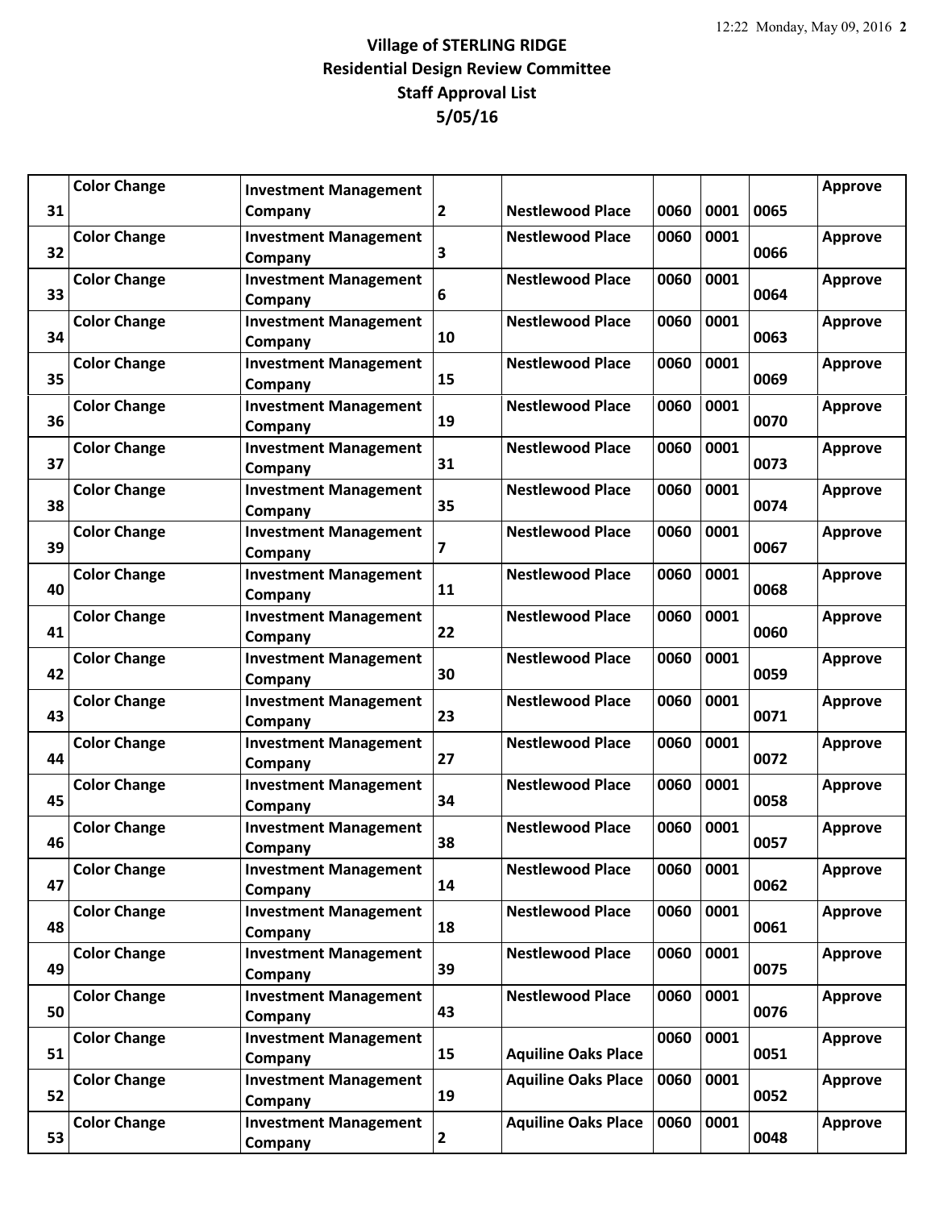**Village of STERLING RIDGE**
**Residential Design Review Committee**
**Staff Approval List**
**5/05/16**

| | | | | | | | | |
|---|---|---|---|---|---|---|---|---|
| 31 | Color Change | Investment Management Company | 2 | Nestlewood Place | 0060 | 0001 | 0065 | Approve |
| 32 | Color Change | Investment Management Company | 3 | Nestlewood Place | 0060 | 0001 | 0066 | Approve |
| 33 | Color Change | Investment Management Company | 6 | Nestlewood Place | 0060 | 0001 | 0064 | Approve |
| 34 | Color Change | Investment Management Company | 10 | Nestlewood Place | 0060 | 0001 | 0063 | Approve |
| 35 | Color Change | Investment Management Company | 15 | Nestlewood Place | 0060 | 0001 | 0069 | Approve |
| 36 | Color Change | Investment Management Company | 19 | Nestlewood Place | 0060 | 0001 | 0070 | Approve |
| 37 | Color Change | Investment Management Company | 31 | Nestlewood Place | 0060 | 0001 | 0073 | Approve |
| 38 | Color Change | Investment Management Company | 35 | Nestlewood Place | 0060 | 0001 | 0074 | Approve |
| 39 | Color Change | Investment Management Company | 7 | Nestlewood Place | 0060 | 0001 | 0067 | Approve |
| 40 | Color Change | Investment Management Company | 11 | Nestlewood Place | 0060 | 0001 | 0068 | Approve |
| 41 | Color Change | Investment Management Company | 22 | Nestlewood Place | 0060 | 0001 | 0060 | Approve |
| 42 | Color Change | Investment Management Company | 30 | Nestlewood Place | 0060 | 0001 | 0059 | Approve |
| 43 | Color Change | Investment Management Company | 23 | Nestlewood Place | 0060 | 0001 | 0071 | Approve |
| 44 | Color Change | Investment Management Company | 27 | Nestlewood Place | 0060 | 0001 | 0072 | Approve |
| 45 | Color Change | Investment Management Company | 34 | Nestlewood Place | 0060 | 0001 | 0058 | Approve |
| 46 | Color Change | Investment Management Company | 38 | Nestlewood Place | 0060 | 0001 | 0057 | Approve |
| 47 | Color Change | Investment Management Company | 14 | Nestlewood Place | 0060 | 0001 | 0062 | Approve |
| 48 | Color Change | Investment Management Company | 18 | Nestlewood Place | 0060 | 0001 | 0061 | Approve |
| 49 | Color Change | Investment Management Company | 39 | Nestlewood Place | 0060 | 0001 | 0075 | Approve |
| 50 | Color Change | Investment Management Company | 43 | Nestlewood Place | 0060 | 0001 | 0076 | Approve |
| 51 | Color Change | Investment Management Company | 15 | Aquiline Oaks Place | 0060 | 0001 | 0051 | Approve |
| 52 | Color Change | Investment Management Company | 19 | Aquiline Oaks Place | 0060 | 0001 | 0052 | Approve |
| 53 | Color Change | Investment Management Company | 2 | Aquiline Oaks Place | 0060 | 0001 | 0048 | Approve |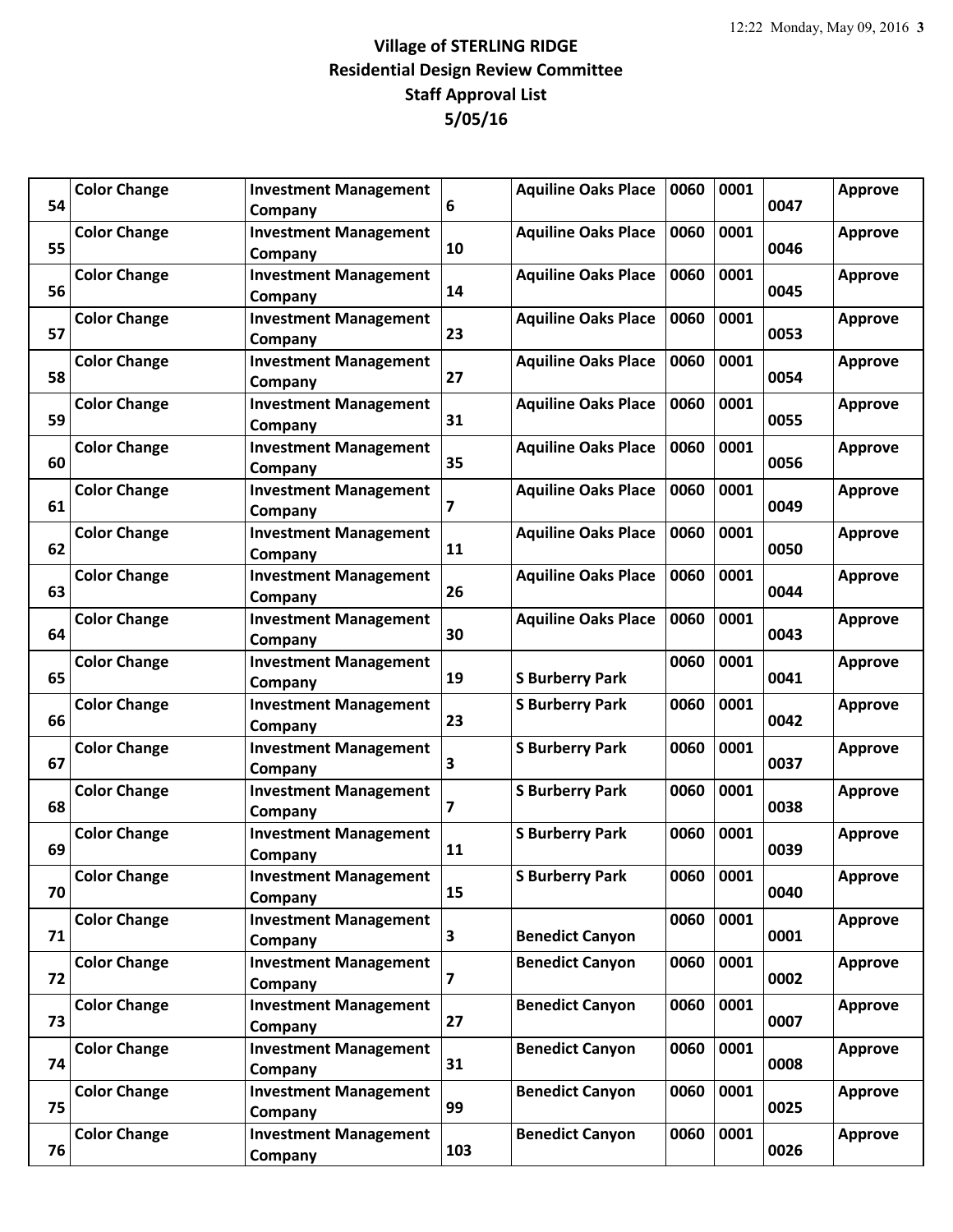**Village of STERLING RIDGE**
**Residential Design Review Committee**
**Staff Approval List**
**5/05/16**

| | | | | | | | | |
|---|---|---|---|---|---|---|---|---|
| 54 | Color Change | Investment Management Company | 6 | Aquiline Oaks Place | 0060 | 0001 | 0047 | Approve |
| 55 | Color Change | Investment Management Company | 10 | Aquiline Oaks Place | 0060 | 0001 | 0046 | Approve |
| 56 | Color Change | Investment Management Company | 14 | Aquiline Oaks Place | 0060 | 0001 | 0045 | Approve |
| 57 | Color Change | Investment Management Company | 23 | Aquiline Oaks Place | 0060 | 0001 | 0053 | Approve |
| 58 | Color Change | Investment Management Company | 27 | Aquiline Oaks Place | 0060 | 0001 | 0054 | Approve |
| 59 | Color Change | Investment Management Company | 31 | Aquiline Oaks Place | 0060 | 0001 | 0055 | Approve |
| 60 | Color Change | Investment Management Company | 35 | Aquiline Oaks Place | 0060 | 0001 | 0056 | Approve |
| 61 | Color Change | Investment Management Company | 7 | Aquiline Oaks Place | 0060 | 0001 | 0049 | Approve |
| 62 | Color Change | Investment Management Company | 11 | Aquiline Oaks Place | 0060 | 0001 | 0050 | Approve |
| 63 | Color Change | Investment Management Company | 26 | Aquiline Oaks Place | 0060 | 0001 | 0044 | Approve |
| 64 | Color Change | Investment Management Company | 30 | Aquiline Oaks Place | 0060 | 0001 | 0043 | Approve |
| 65 | Color Change | Investment Management Company | 19 | S Burberry Park | 0060 | 0001 | 0041 | Approve |
| 66 | Color Change | Investment Management Company | 23 | S Burberry Park | 0060 | 0001 | 0042 | Approve |
| 67 | Color Change | Investment Management Company | 3 | S Burberry Park | 0060 | 0001 | 0037 | Approve |
| 68 | Color Change | Investment Management Company | 7 | S Burberry Park | 0060 | 0001 | 0038 | Approve |
| 69 | Color Change | Investment Management Company | 11 | S Burberry Park | 0060 | 0001 | 0039 | Approve |
| 70 | Color Change | Investment Management Company | 15 | S Burberry Park | 0060 | 0001 | 0040 | Approve |
| 71 | Color Change | Investment Management Company | 3 | Benedict Canyon | 0060 | 0001 | 0001 | Approve |
| 72 | Color Change | Investment Management Company | 7 | Benedict Canyon | 0060 | 0001 | 0002 | Approve |
| 73 | Color Change | Investment Management Company | 27 | Benedict Canyon | 0060 | 0001 | 0007 | Approve |
| 74 | Color Change | Investment Management Company | 31 | Benedict Canyon | 0060 | 0001 | 0008 | Approve |
| 75 | Color Change | Investment Management Company | 99 | Benedict Canyon | 0060 | 0001 | 0025 | Approve |
| 76 | Color Change | Investment Management Company | 103 | Benedict Canyon | 0060 | 0001 | 0026 | Approve |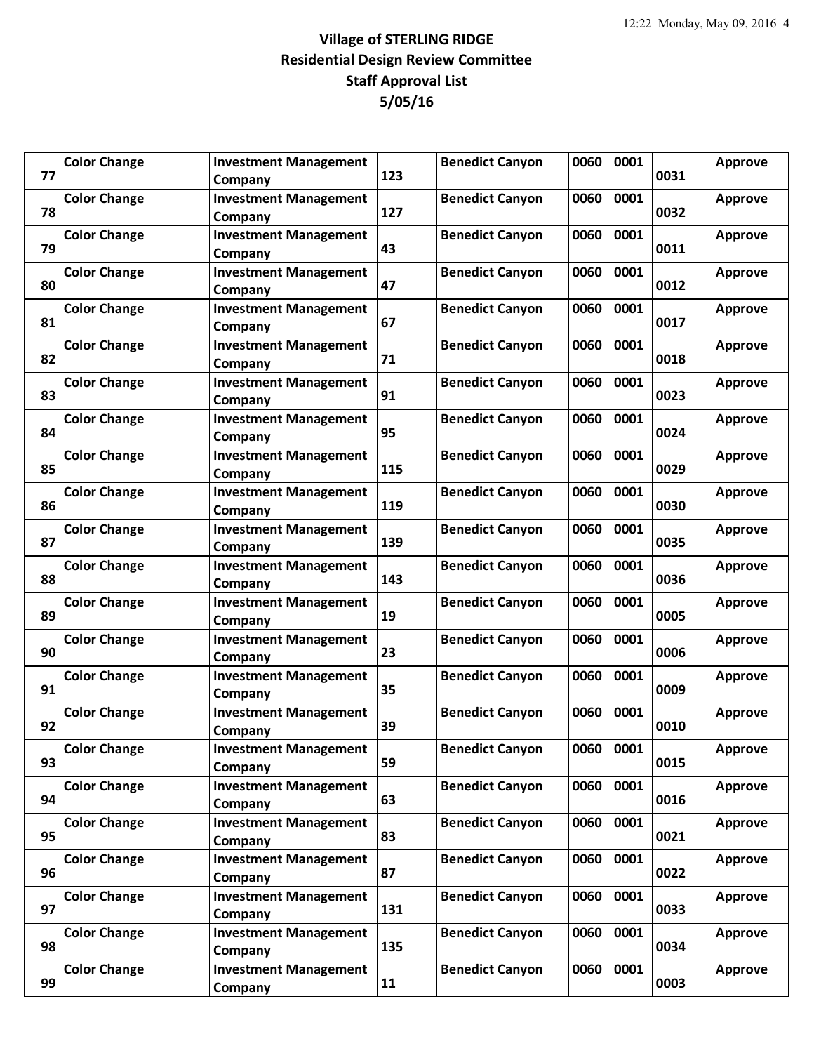**Village of STERLING RIDGE**
**Residential Design Review Committee**
**Staff Approval List**
**5/05/16**

| | | | | | | | | |
|---|---|---|---|---|---|---|---|---|
| 77 | Color Change | Investment Management Company | 123 | Benedict Canyon | 0060 | 0001 | 0031 | Approve |
| 78 | Color Change | Investment Management Company | 127 | Benedict Canyon | 0060 | 0001 | 0032 | Approve |
| 79 | Color Change | Investment Management Company | 43 | Benedict Canyon | 0060 | 0001 | 0011 | Approve |
| 80 | Color Change | Investment Management Company | 47 | Benedict Canyon | 0060 | 0001 | 0012 | Approve |
| 81 | Color Change | Investment Management Company | 67 | Benedict Canyon | 0060 | 0001 | 0017 | Approve |
| 82 | Color Change | Investment Management Company | 71 | Benedict Canyon | 0060 | 0001 | 0018 | Approve |
| 83 | Color Change | Investment Management Company | 91 | Benedict Canyon | 0060 | 0001 | 0023 | Approve |
| 84 | Color Change | Investment Management Company | 95 | Benedict Canyon | 0060 | 0001 | 0024 | Approve |
| 85 | Color Change | Investment Management Company | 115 | Benedict Canyon | 0060 | 0001 | 0029 | Approve |
| 86 | Color Change | Investment Management Company | 119 | Benedict Canyon | 0060 | 0001 | 0030 | Approve |
| 87 | Color Change | Investment Management Company | 139 | Benedict Canyon | 0060 | 0001 | 0035 | Approve |
| 88 | Color Change | Investment Management Company | 143 | Benedict Canyon | 0060 | 0001 | 0036 | Approve |
| 89 | Color Change | Investment Management Company | 19 | Benedict Canyon | 0060 | 0001 | 0005 | Approve |
| 90 | Color Change | Investment Management Company | 23 | Benedict Canyon | 0060 | 0001 | 0006 | Approve |
| 91 | Color Change | Investment Management Company | 35 | Benedict Canyon | 0060 | 0001 | 0009 | Approve |
| 92 | Color Change | Investment Management Company | 39 | Benedict Canyon | 0060 | 0001 | 0010 | Approve |
| 93 | Color Change | Investment Management Company | 59 | Benedict Canyon | 0060 | 0001 | 0015 | Approve |
| 94 | Color Change | Investment Management Company | 63 | Benedict Canyon | 0060 | 0001 | 0016 | Approve |
| 95 | Color Change | Investment Management Company | 83 | Benedict Canyon | 0060 | 0001 | 0021 | Approve |
| 96 | Color Change | Investment Management Company | 87 | Benedict Canyon | 0060 | 0001 | 0022 | Approve |
| 97 | Color Change | Investment Management Company | 131 | Benedict Canyon | 0060 | 0001 | 0033 | Approve |
| 98 | Color Change | Investment Management Company | 135 | Benedict Canyon | 0060 | 0001 | 0034 | Approve |
| 99 | Color Change | Investment Management Company | 11 | Benedict Canyon | 0060 | 0001 | 0003 | Approve |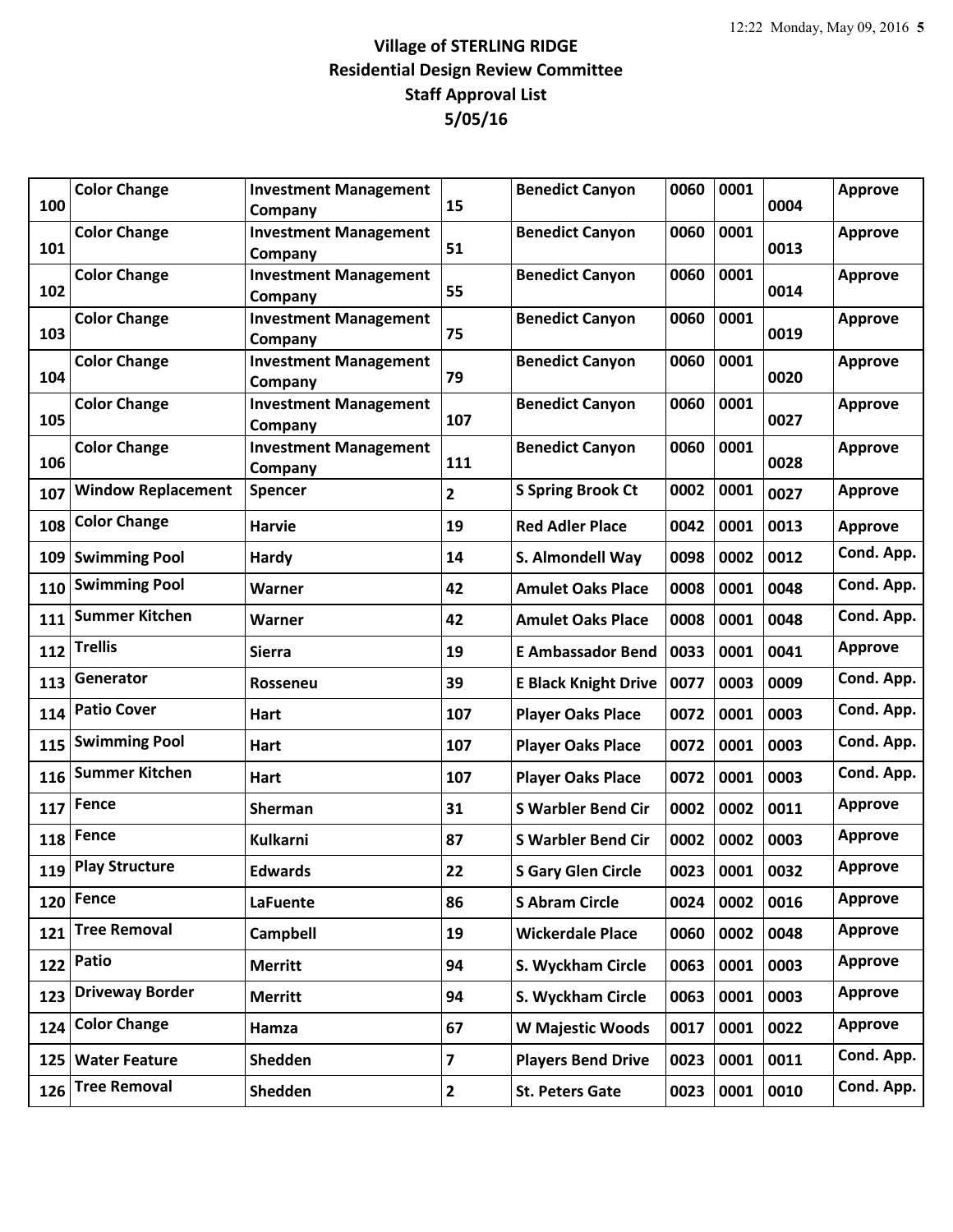**Village of STERLING RIDGE**
**Residential Design Review Committee**
**Staff Approval List**
**5/05/16**

| | | | | | | | | |
|---|---|---|---|---|---|---|---|---|
| 100 | Color Change | Investment Management Company | 15 | Benedict Canyon | 0060 | 0001 | 0004 | Approve |
| 101 | Color Change | Investment Management Company | 51 | Benedict Canyon | 0060 | 0001 | 0013 | Approve |
| 102 | Color Change | Investment Management Company | 55 | Benedict Canyon | 0060 | 0001 | 0014 | Approve |
| 103 | Color Change | Investment Management Company | 75 | Benedict Canyon | 0060 | 0001 | 0019 | Approve |
| 104 | Color Change | Investment Management Company | 79 | Benedict Canyon | 0060 | 0001 | 0020 | Approve |
| 105 | Color Change | Investment Management Company | 107 | Benedict Canyon | 0060 | 0001 | 0027 | Approve |
| 106 | Color Change | Investment Management Company | 111 | Benedict Canyon | 0060 | 0001 | 0028 | Approve |
| 107 | Window Replacement | Spencer | 2 | S Spring Brook Ct | 0002 | 0001 | 0027 | Approve |
| 108 | Color Change | Harvie | 19 | Red Adler Place | 0042 | 0001 | 0013 | Approve |
| 109 | Swimming Pool | Hardy | 14 | S. Almondell Way | 0098 | 0002 | 0012 | Cond. App. |
| 110 | Swimming Pool | Warner | 42 | Amulet Oaks Place | 0008 | 0001 | 0048 | Cond. App. |
| 111 | Summer Kitchen | Warner | 42 | Amulet Oaks Place | 0008 | 0001 | 0048 | Cond. App. |
| 112 | Trellis | Sierra | 19 | E Ambassador Bend | 0033 | 0001 | 0041 | Approve |
| 113 | Generator | Rosseneu | 39 | E Black Knight Drive | 0077 | 0003 | 0009 | Cond. App. |
| 114 | Patio Cover | Hart | 107 | Player Oaks Place | 0072 | 0001 | 0003 | Cond. App. |
| 115 | Swimming Pool | Hart | 107 | Player Oaks Place | 0072 | 0001 | 0003 | Cond. App. |
| 116 | Summer Kitchen | Hart | 107 | Player Oaks Place | 0072 | 0001 | 0003 | Cond. App. |
| 117 | Fence | Sherman | 31 | S Warbler Bend Cir | 0002 | 0002 | 0011 | Approve |
| 118 | Fence | Kulkarni | 87 | S Warbler Bend Cir | 0002 | 0002 | 0003 | Approve |
| 119 | Play Structure | Edwards | 22 | S Gary Glen Circle | 0023 | 0001 | 0032 | Approve |
| 120 | Fence | LaFuente | 86 | S Abram Circle | 0024 | 0002 | 0016 | Approve |
| 121 | Tree Removal | Campbell | 19 | Wickerdale Place | 0060 | 0002 | 0048 | Approve |
| 122 | Patio | Merritt | 94 | S. Wyckham Circle | 0063 | 0001 | 0003 | Approve |
| 123 | Driveway Border | Merritt | 94 | S. Wyckham Circle | 0063 | 0001 | 0003 | Approve |
| 124 | Color Change | Hamza | 67 | W Majestic Woods | 0017 | 0001 | 0022 | Approve |
| 125 | Water Feature | Shedden | 7 | Players Bend Drive | 0023 | 0001 | 0011 | Cond. App. |
| 126 | Tree Removal | Shedden | 2 | St. Peters Gate | 0023 | 0001 | 0010 | Cond. App. |